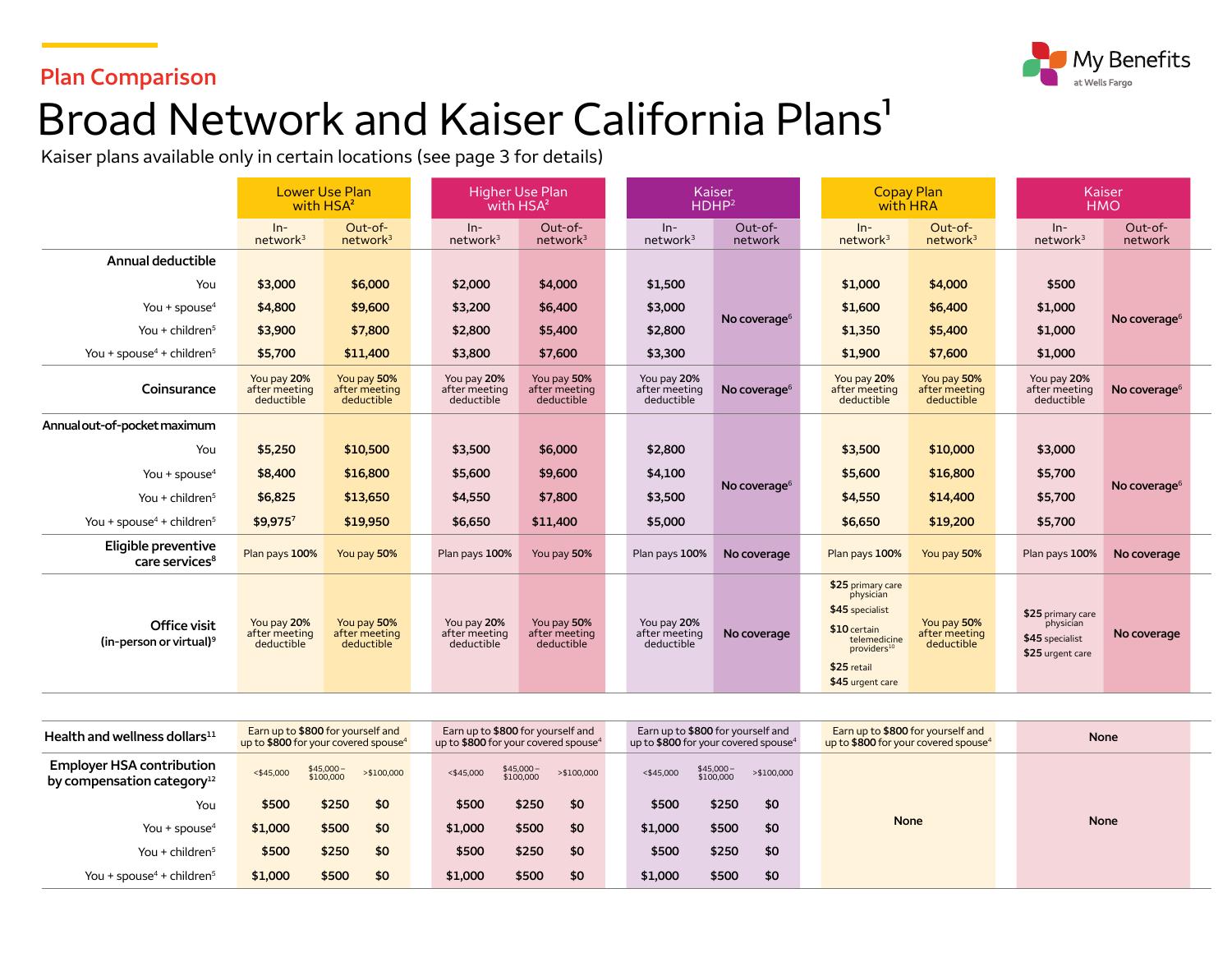Plan Comparison

# Broad Network and Kaiser California Plans[1]

Kaiser plans available only in certain locations (see page 3 for details)

| | Lower Use Plan with HSA[2] | | Higher Use Plan with HSA[2] | | Kaiser HDHP[2] | | Copay Plan with HRA | | Kaiser HMO | |
|---|---|---|---|---|---|---|---|---|---|---|
| | In-network[3] | Out-of-network[3] | In-network[3] | Out-of-network[3] | In-network[3] | Out-of-network | In-network[3] | Out-of-network[3] | In-network[3] | Out-of-network |
| **Annual deductible** | | | | | | | | | | |
| You | $3,000 | $6,000 | $2,000 | $4,000 | $1,500 | No coverage[6] | $1,000 | $4,000 | $500 | No coverage[6] |
| You + spouse[4] | $4,800 | $9,600 | $3,200 | $6,400 | $3,000 | | $1,600 | $6,400 | $1,000 | |
| You + children[5] | $3,900 | $7,800 | $2,800 | $5,400 | $2,800 | | $1,350 | $5,400 | $1,000 | |
| You + spouse[4] + children[5] | $5,700 | $11,400 | $3,800 | $7,600 | $3,300 | | $1,900 | $7,600 | $1,000 | |
| **Coinsurance** | You pay 20% after meeting deductible | You pay 50% after meeting deductible | You pay 20% after meeting deductible | You pay 50% after meeting deductible | You pay 20% after meeting deductible | No coverage[6] | You pay 20% after meeting deductible | You pay 50% after meeting deductible | You pay 20% after meeting deductible | No coverage[6] |
| **Annual out-of-pocket maximum** | | | | | | | | | | |
| You | $5,250 | $10,500 | $3,500 | $6,000 | $2,800 | No coverage[6] | $3,500 | $10,000 | $3,000 | No coverage[6] |
| You + spouse[4] | $8,400 | $16,800 | $5,600 | $9,600 | $4,100 | | $5,600 | $16,800 | $5,700 | |
| You + children[5] | $6,825 | $13,650 | $4,550 | $7,800 | $3,500 | | $4,550 | $14,400 | $5,700 | |
| You + spouse[4] + children[5] | $9,975[7] | $19,950 | $6,650 | $11,400 | $5,000 | | $6,650 | $19,200 | $5,700 | |
| **Eligible preventive care services[8]** | Plan pays 100% | You pay 50% | Plan pays 100% | You pay 50% | Plan pays 100% | No coverage | Plan pays 100% | You pay 50% | Plan pays 100% | No coverage |
| **Office visit (in-person or virtual)[9]** | You pay 20% after meeting deductible | You pay 50% after meeting deductible | You pay 20% after meeting deductible | You pay 50% after meeting deductible | You pay 20% after meeting deductible | No coverage | $25 primary care physician; $45 specialist; $10 certain telemedicine providers[10]; $25 retail; $45 urgent care | You pay 50% after meeting deductible | $25 primary care physician; $45 specialist; $25 urgent care | No coverage |

| | Lower Use Plan with HSA[2] | | | Higher Use Plan with HSA[2] | | | Kaiser HDHP[2] | | | Copay Plan with HRA | Kaiser HMO |
|---|---|---|---|---|---|---|---|---|---|---|---|
| **Health and wellness dollars[11]** | Earn up to $800 for yourself and up to $800 for your covered spouse[4] | | | Earn up to $800 for yourself and up to $800 for your covered spouse[4] | | | Earn up to $800 for yourself and up to $800 for your covered spouse[4] | | | Earn up to $800 for yourself and up to $800 for your covered spouse[4] | None |
| **Employer HSA contribution by compensation category[12]** | <$45,000 | $45,000 – $100,000 | >$100,000 | <$45,000 | $45,000 – $100,000 | >$100,000 | <$45,000 | $45,000 – $100,000 | >$100,000 | None | None |
| You | $500 | $250 | $0 | $500 | $250 | $0 | $500 | $250 | $0 | | |
| You + spouse[4] | $1,000 | $500 | $0 | $1,000 | $500 | $0 | $1,000 | $500 | $0 | | |
| You + children[5] | $500 | $250 | $0 | $500 | $250 | $0 | $500 | $250 | $0 | | |
| You + spouse[4] + children[5] | $1,000 | $500 | $0 | $1,000 | $500 | $0 | $1,000 | $500 | $0 | | |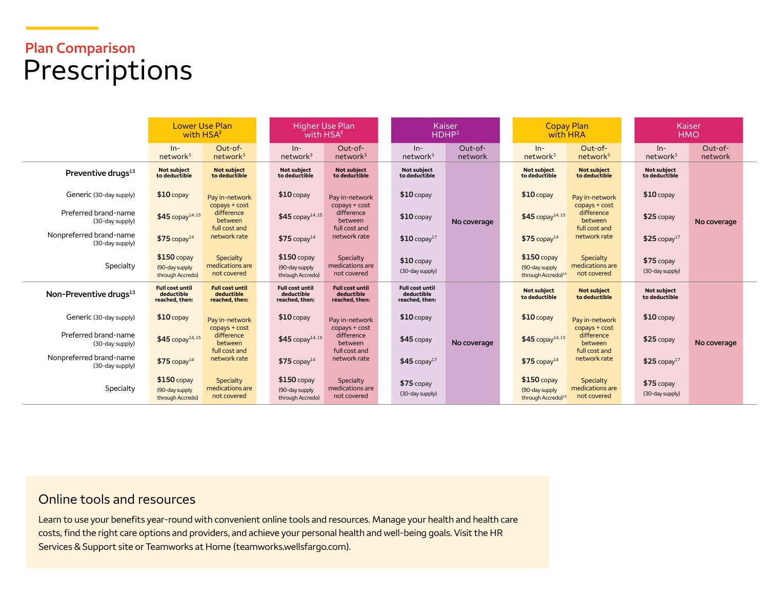## Plan Comparison

# Prescriptions

| | Lower Use Plan with HSA[2] | | Higher Use Plan with HSA[2] | | Kaiser HDHP[2] | | Copay Plan with HRA | | Kaiser HMO | |
|---|---|---|---|---|---|---|---|---|---|---|
| | In-network[3] | Out-of-network[3] | In-network[3] | Out-of-network[3] | In-network[3] | Out-of-network | In-network[3] | Out-of-network[3] | In-network[3] | Out-of-network |
| **Preventive drugs[13]** | **Not subject to deductible** | **Not subject to deductible** | **Not subject to deductible** | **Not subject to deductible** | **Not subject to deductible** | **No coverage** | **Not subject to deductible** | **Not subject to deductible** | **Not subject to deductible** | **No coverage** |
| Generic (30-day supply) | **$10** copay | Pay in-network copays + cost difference between full cost and network rate | **$10** copay | Pay in-network copays + cost difference between full cost and network rate | **$10** copay | | **$10** copay | Pay in-network copays + cost difference between full cost and network rate | **$10** copay | |
| Preferred brand-name (30-day supply) | **$45** copay[14, 15] | | **$45** copay[14, 15] | | **$10** copay | | **$45** copay[14, 15] | | **$25** copay | |
| Nonpreferred brand-name (30-day supply) | **$75** copay[14] | | **$75** copay[14] | | **$10** copay[17] | | **$75** copay[14] | | **$25** copay[17] | |
| Specialty | **$150** copay (90-day supply through Accredo) | Specialty medications are not covered | **$150** copay (90-day supply through Accredo) | Specialty medications are not covered | **$10** copay (30-day supply) | | **$150** copay (90-day supply through Accredo)[16] | Specialty medications are not covered | **$75** copay (30-day supply) | |
| **Non-Preventive drugs[13]** | **Full cost until deductible reached, then:** | **Full cost until deductible reached, then:** | **Full cost until deductible reached, then:** | **Full cost until deductible reached, then:** | **Full cost until deductible reached, then:** | **No coverage** | **Not subject to deductible** | **Not subject to deductible** | **Not subject to deductible** | **No coverage** |
| Generic (30-day supply) | **$10** copay | Pay in-network copays + cost difference between full cost and network rate | **$10** copay | Pay in-network copays + cost difference between full cost and network rate | **$10** copay | | **$10** copay | Pay in-network copays + cost difference between full cost and network rate | **$10** copay | |
| Preferred brand-name (30-day supply) | **$45** copay[14, 15] | | **$45** copay[14, 15] | | **$45** copay | | **$45** copay[14, 15] | | **$25** copay | |
| Nonpreferred brand-name (30-day supply) | **$75** copay[14] | | **$75** copay[14] | | **$45** copay[17] | | **$75** copay[14] | | **$25** copay[17] | |
| Specialty | **$150** copay (90-day supply through Accredo) | Specialty medications are not covered | **$150** copay (90-day supply through Accredo) | Specialty medications are not covered | **$75** copay (30-day supply) | | **$150** copay (90-day supply through Accredo)[16] | Specialty medications are not covered | **$75** copay (30-day supply) | |

## Online tools and resources

Learn to use your benefits year-round with convenient online tools and resources. Manage your health and health care costs, find the right care options and providers, and achieve your personal health and well-being goals. Visit the HR Services & Support site or Teamworks at Home (teamworks.wellsfargo.com).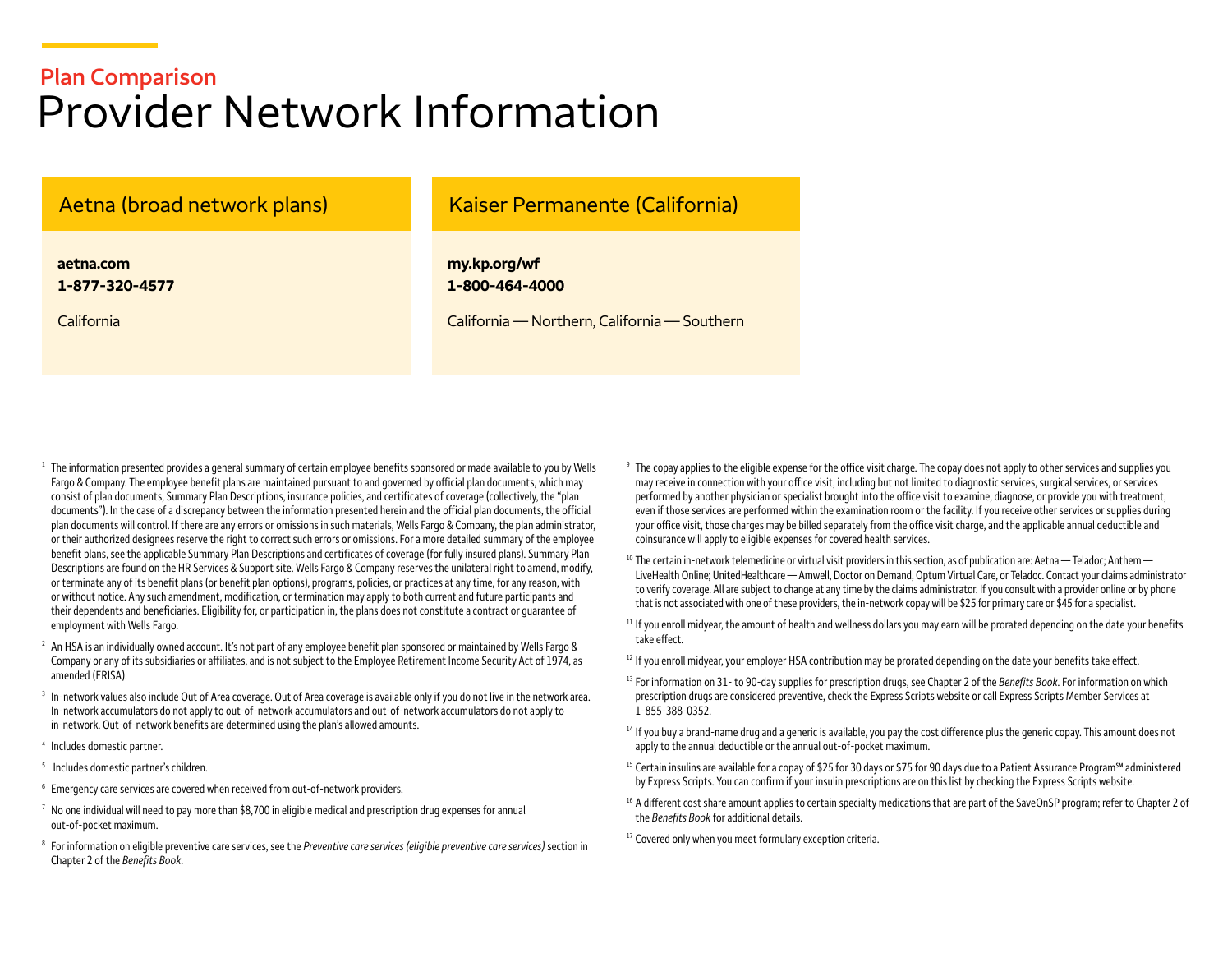## Plan Comparison

# Provider Network Information

| Aetna (broad network plans) | Kaiser Permanente (California) |
| --- | --- |
| **aetna.com**<br>**1-877-320-4577**<br><br>California | **my.kp.org/wf**<br>**1-800-464-4000**<br><br>California — Northern, California — Southern |

[1] The information presented provides a general summary of certain employee benefits sponsored or made available to you by Wells Fargo & Company. The employee benefit plans are maintained pursuant to and governed by official plan documents, which may consist of plan documents, Summary Plan Descriptions, insurance policies, and certificates of coverage (collectively, the "plan documents"). In the case of a discrepancy between the information presented herein and the official plan documents, the official plan documents will control. If there are any errors or omissions in such materials, Wells Fargo & Company, the plan administrator, or their authorized designees reserve the right to correct such errors or omissions. For a more detailed summary of the employee benefit plans, see the applicable Summary Plan Descriptions and certificates of coverage (for fully insured plans). Summary Plan Descriptions are found on the HR Services & Support site. Wells Fargo & Company reserves the unilateral right to amend, modify, or terminate any of its benefit plans (or benefit plan options), programs, policies, or practices at any time, for any reason, with or without notice. Any such amendment, modification, or termination may apply to both current and future participants and their dependents and beneficiaries. Eligibility for, or participation in, the plans does not constitute a contract or guarantee of employment with Wells Fargo.

[2] An HSA is an individually owned account. It's not part of any employee benefit plan sponsored or maintained by Wells Fargo & Company or any of its subsidiaries or affiliates, and is not subject to the Employee Retirement Income Security Act of 1974, as amended (ERISA).

[3] In-network values also include Out of Area coverage. Out of Area coverage is available only if you do not live in the network area. In-network accumulators do not apply to out-of-network accumulators and out-of-network accumulators do not apply to in-network. Out-of-network benefits are determined using the plan's allowed amounts.

[4] Includes domestic partner.

[5] Includes domestic partner's children.

[6] Emergency care services are covered when received from out-of-network providers.

[7] No one individual will need to pay more than $8,700 in eligible medical and prescription drug expenses for annual out-of-pocket maximum.

[8] For information on eligible preventive care services, see the *Preventive care services (eligible preventive care services)* section in Chapter 2 of the *Benefits Book*.

[9] The copay applies to the eligible expense for the office visit charge. The copay does not apply to other services and supplies you may receive in connection with your office visit, including but not limited to diagnostic services, surgical services, or services performed by another physician or specialist brought into the office visit to examine, diagnose, or provide you with treatment, even if those services are performed within the examination room or the facility. If you receive other services or supplies during your office visit, those charges may be billed separately from the office visit charge, and the applicable annual deductible and coinsurance will apply to eligible expenses for covered health services.

[10] The certain in-network telemedicine or virtual visit providers in this section, as of publication are: Aetna — Teladoc; Anthem — LiveHealth Online; UnitedHealthcare — Amwell, Doctor on Demand, Optum Virtual Care, or Teladoc. Contact your claims administrator to verify coverage. All are subject to change at any time by the claims administrator. If you consult with a provider online or by phone that is not associated with one of these providers, the in-network copay will be $25 for primary care or $45 for a specialist.

[11] If you enroll midyear, the amount of health and wellness dollars you may earn will be prorated depending on the date your benefits take effect.

[12] If you enroll midyear, your employer HSA contribution may be prorated depending on the date your benefits take effect.

[13] For information on 31- to 90-day supplies for prescription drugs, see Chapter 2 of the *Benefits Book*. For information on which prescription drugs are considered preventive, check the Express Scripts website or call Express Scripts Member Services at 1-855-388-0352.

[14] If you buy a brand-name drug and a generic is available, you pay the cost difference plus the generic copay. This amount does not apply to the annual deductible or the annual out-of-pocket maximum.

[15] Certain insulins are available for a copay of $25 for 30 days or $75 for 90 days due to a Patient Assurance Program℠ administered by Express Scripts. You can confirm if your insulin prescriptions are on this list by checking the Express Scripts website.

[16] A different cost share amount applies to certain specialty medications that are part of the SaveOnSP program; refer to Chapter 2 of the *Benefits Book* for additional details.

[17] Covered only when you meet formulary exception criteria.